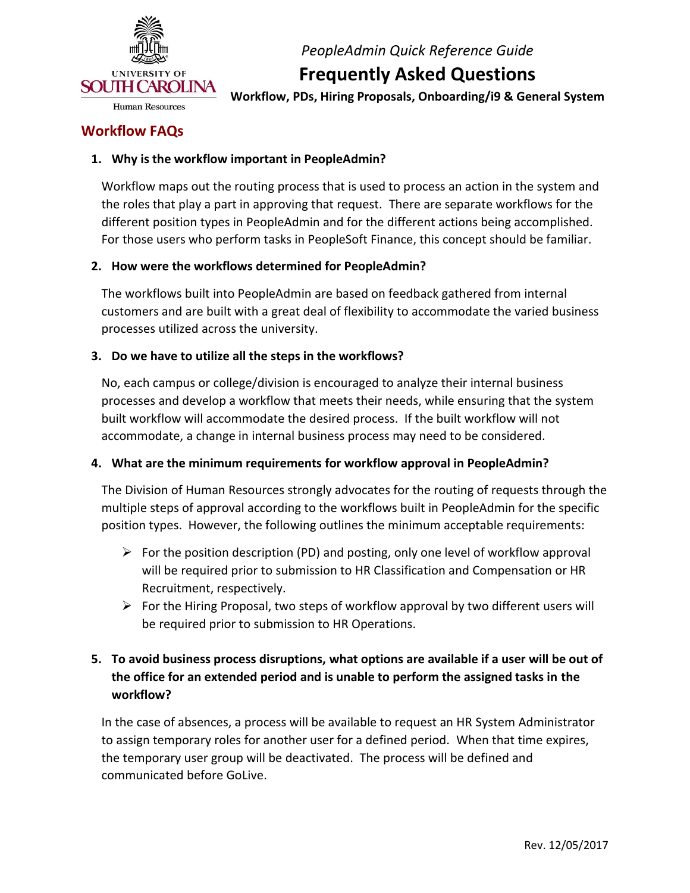*PeopleAdmin Quick Reference Guide*

# Frequently Asked Questions

**Workflow, PDs, Hiring Proposals, Onboarding/i9 & General System**

## Workflow FAQs

1. **Why is the workflow important in PeopleAdmin?**

   Workflow maps out the routing process that is used to process an action in the system and the roles that play a part in approving that request. There are separate workflows for the different position types in PeopleAdmin and for the different actions being accomplished. For those users who perform tasks in PeopleSoft Finance, this concept should be familiar.

2. **How were the workflows determined for PeopleAdmin?**

   The workflows built into PeopleAdmin are based on feedback gathered from internal customers and are built with a great deal of flexibility to accommodate the varied business processes utilized across the university.

3. **Do we have to utilize all the steps in the workflows?**

   No, each campus or college/division is encouraged to analyze their internal business processes and develop a workflow that meets their needs, while ensuring that the system built workflow will accommodate the desired process. If the built workflow will not accommodate, a change in internal business process may need to be considered.

4. **What are the minimum requirements for workflow approval in PeopleAdmin?**

   The Division of Human Resources strongly advocates for the routing of requests through the multiple steps of approval according to the workflows built in PeopleAdmin for the specific position types. However, the following outlines the minimum acceptable requirements:

   - For the position description (PD) and posting, only one level of workflow approval will be required prior to submission to HR Classification and Compensation or HR Recruitment, respectively.
   - For the Hiring Proposal, two steps of workflow approval by two different users will be required prior to submission to HR Operations.

5. **To avoid business process disruptions, what options are available if a user will be out of the office for an extended period and is unable to perform the assigned tasks in the workflow?**

   In the case of absences, a process will be available to request an HR System Administrator to assign temporary roles for another user for a defined period. When that time expires, the temporary user group will be deactivated. The process will be defined and communicated before GoLive.

Rev. 12/05/2017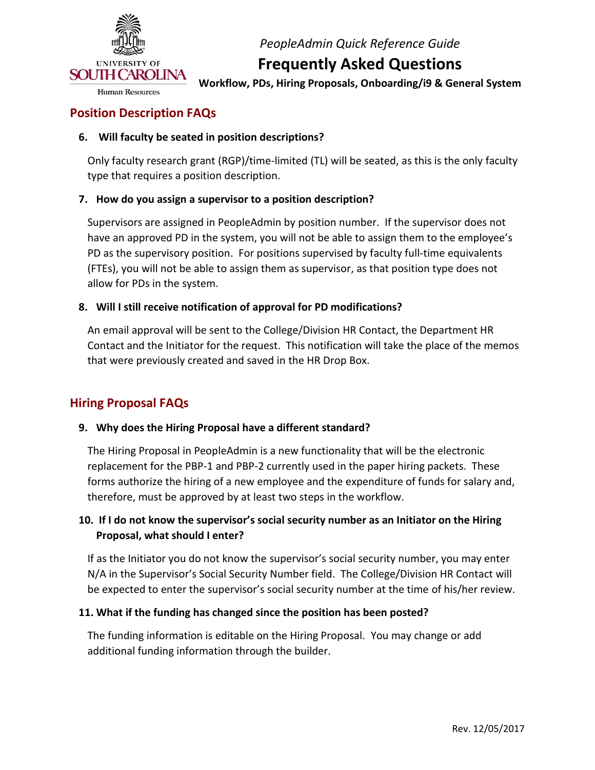## Position Description FAQs

**6. Will faculty be seated in position descriptions?**

Only faculty research grant (RGP)/time-limited (TL) will be seated, as this is the only faculty type that requires a position description.

**7. How do you assign a supervisor to a position description?**

Supervisors are assigned in PeopleAdmin by position number. If the supervisor does not have an approved PD in the system, you will not be able to assign them to the employee's PD as the supervisory position. For positions supervised by faculty full-time equivalents (FTEs), you will not be able to assign them as supervisor, as that position type does not allow for PDs in the system.

**8. Will I still receive notification of approval for PD modifications?**

An email approval will be sent to the College/Division HR Contact, the Department HR Contact and the Initiator for the request. This notification will take the place of the memos that were previously created and saved in the HR Drop Box.

## Hiring Proposal FAQs

**9. Why does the Hiring Proposal have a different standard?**

The Hiring Proposal in PeopleAdmin is a new functionality that will be the electronic replacement for the PBP-1 and PBP-2 currently used in the paper hiring packets. These forms authorize the hiring of a new employee and the expenditure of funds for salary and, therefore, must be approved by at least two steps in the workflow.

**10. If I do not know the supervisor's social security number as an Initiator on the Hiring Proposal, what should I enter?**

If as the Initiator you do not know the supervisor's social security number, you may enter N/A in the Supervisor's Social Security Number field. The College/Division HR Contact will be expected to enter the supervisor's social security number at the time of his/her review.

**11. What if the funding has changed since the position has been posted?**

The funding information is editable on the Hiring Proposal. You may change or add additional funding information through the builder.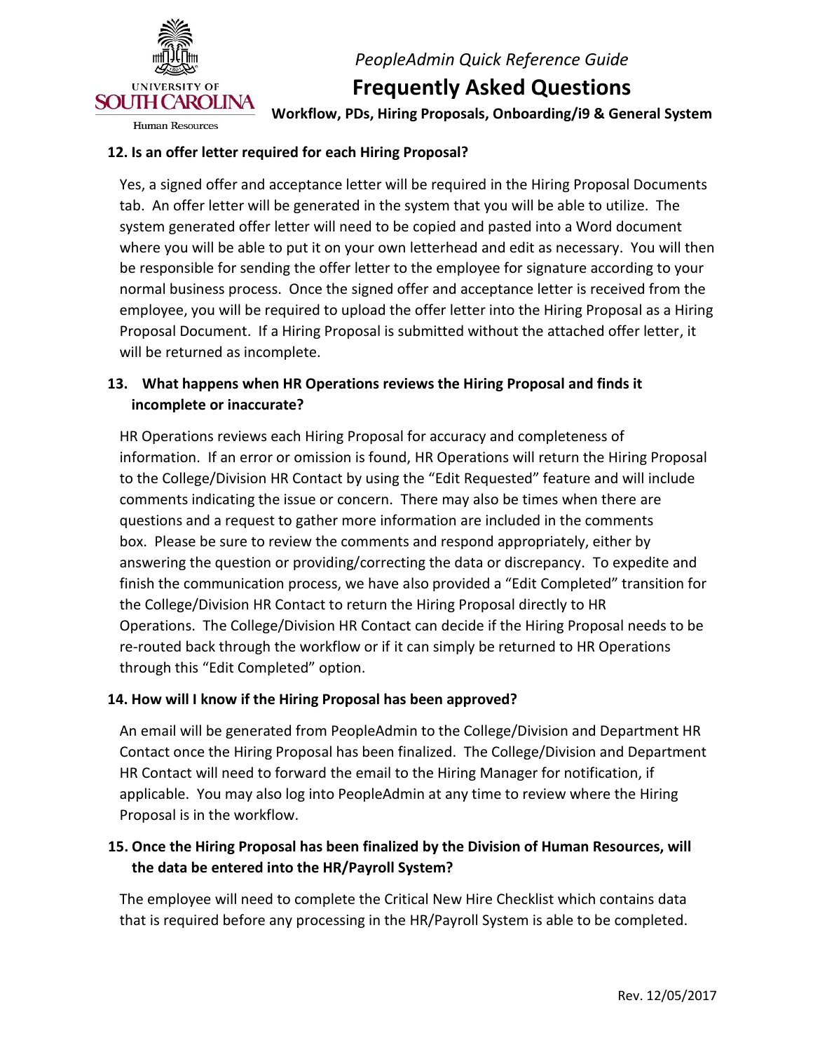### 12. Is an offer letter required for each Hiring Proposal?

Yes, a signed offer and acceptance letter will be required in the Hiring Proposal Documents tab. An offer letter will be generated in the system that you will be able to utilize. The system generated offer letter will need to be copied and pasted into a Word document where you will be able to put it on your own letterhead and edit as necessary. You will then be responsible for sending the offer letter to the employee for signature according to your normal business process. Once the signed offer and acceptance letter is received from the employee, you will be required to upload the offer letter into the Hiring Proposal as a Hiring Proposal Document. If a Hiring Proposal is submitted without the attached offer letter, it will be returned as incomplete.

### 13. What happens when HR Operations reviews the Hiring Proposal and finds it incomplete or inaccurate?

HR Operations reviews each Hiring Proposal for accuracy and completeness of information. If an error or omission is found, HR Operations will return the Hiring Proposal to the College/Division HR Contact by using the "Edit Requested" feature and will include comments indicating the issue or concern. There may also be times when there are questions and a request to gather more information are included in the comments box. Please be sure to review the comments and respond appropriately, either by answering the question or providing/correcting the data or discrepancy. To expedite and finish the communication process, we have also provided a "Edit Completed" transition for the College/Division HR Contact to return the Hiring Proposal directly to HR Operations. The College/Division HR Contact can decide if the Hiring Proposal needs to be re-routed back through the workflow or if it can simply be returned to HR Operations through this "Edit Completed" option.

### 14. How will I know if the Hiring Proposal has been approved?

An email will be generated from PeopleAdmin to the College/Division and Department HR Contact once the Hiring Proposal has been finalized. The College/Division and Department HR Contact will need to forward the email to the Hiring Manager for notification, if applicable. You may also log into PeopleAdmin at any time to review where the Hiring Proposal is in the workflow.

### 15. Once the Hiring Proposal has been finalized by the Division of Human Resources, will the data be entered into the HR/Payroll System?

The employee will need to complete the Critical New Hire Checklist which contains data that is required before any processing in the HR/Payroll System is able to be completed.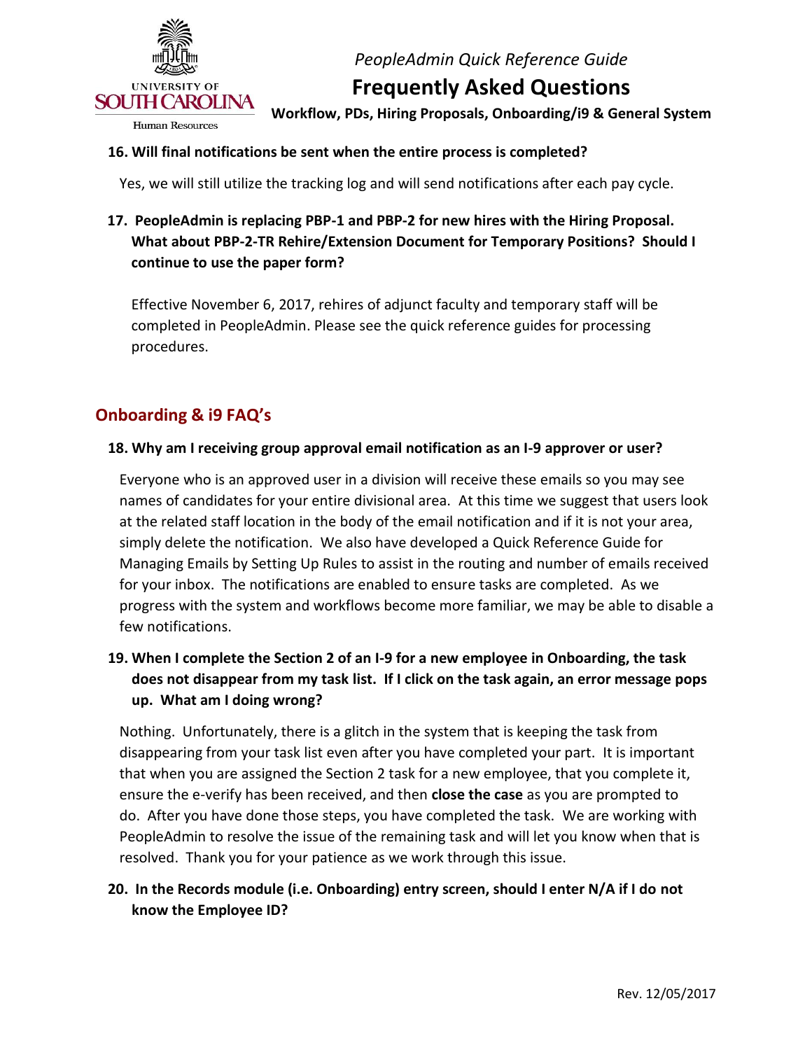**16. Will final notifications be sent when the entire process is completed?**

Yes, we will still utilize the tracking log and will send notifications after each pay cycle.

**17. PeopleAdmin is replacing PBP-1 and PBP-2 for new hires with the Hiring Proposal. What about PBP-2-TR Rehire/Extension Document for Temporary Positions? Should I continue to use the paper form?**

Effective November 6, 2017, rehires of adjunct faculty and temporary staff will be completed in PeopleAdmin. Please see the quick reference guides for processing procedures.

## Onboarding & i9 FAQ's

**18. Why am I receiving group approval email notification as an I-9 approver or user?**

Everyone who is an approved user in a division will receive these emails so you may see names of candidates for your entire divisional area. At this time we suggest that users look at the related staff location in the body of the email notification and if it is not your area, simply delete the notification. We also have developed a Quick Reference Guide for Managing Emails by Setting Up Rules to assist in the routing and number of emails received for your inbox. The notifications are enabled to ensure tasks are completed. As we progress with the system and workflows become more familiar, we may be able to disable a few notifications.

**19. When I complete the Section 2 of an I-9 for a new employee in Onboarding, the task does not disappear from my task list. If I click on the task again, an error message pops up. What am I doing wrong?**

Nothing. Unfortunately, there is a glitch in the system that is keeping the task from disappearing from your task list even after you have completed your part. It is important that when you are assigned the Section 2 task for a new employee, that you complete it, ensure the e-verify has been received, and then **close the case** as you are prompted to do. After you have done those steps, you have completed the task. We are working with PeopleAdmin to resolve the issue of the remaining task and will let you know when that is resolved. Thank you for your patience as we work through this issue.

**20. In the Records module (i.e. Onboarding) entry screen, should I enter N/A if I do not know the Employee ID?**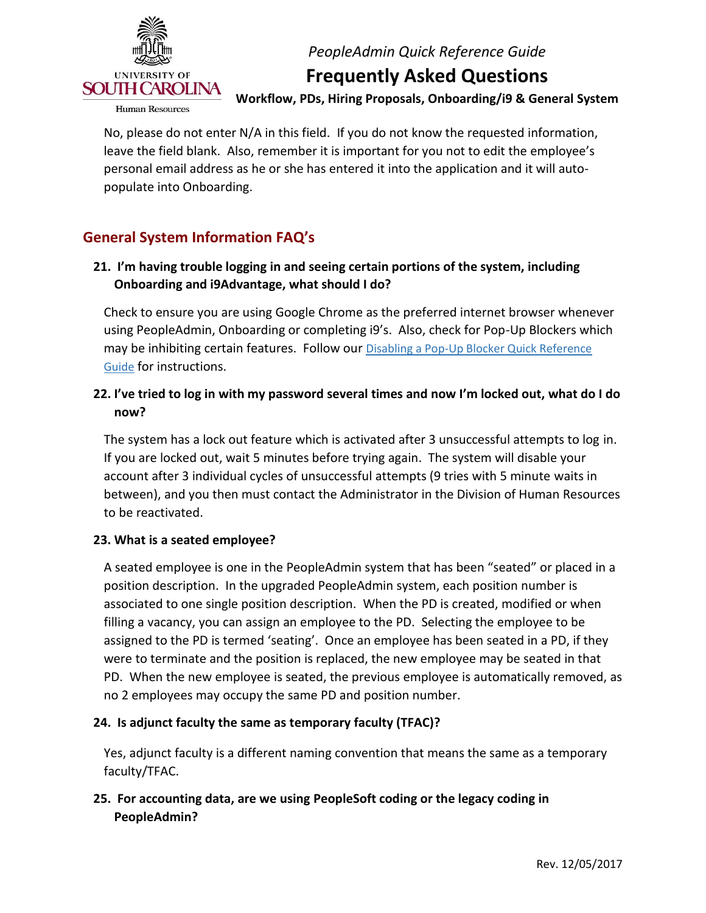No, please do not enter N/A in this field. If you do not know the requested information, leave the field blank. Also, remember it is important for you not to edit the employee's personal email address as he or she has entered it into the application and it will auto-populate into Onboarding.

## General System Information FAQ's

**21. I'm having trouble logging in and seeing certain portions of the system, including Onboarding and i9Advantage, what should I do?**

Check to ensure you are using Google Chrome as the preferred internet browser whenever using PeopleAdmin, Onboarding or completing i9's. Also, check for Pop-Up Blockers which may be inhibiting certain features. Follow our Disabling a Pop-Up Blocker Quick Reference Guide for instructions.

**22. I've tried to log in with my password several times and now I'm locked out, what do I do now?**

The system has a lock out feature which is activated after 3 unsuccessful attempts to log in. If you are locked out, wait 5 minutes before trying again. The system will disable your account after 3 individual cycles of unsuccessful attempts (9 tries with 5 minute waits in between), and you then must contact the Administrator in the Division of Human Resources to be reactivated.

**23. What is a seated employee?**

A seated employee is one in the PeopleAdmin system that has been "seated" or placed in a position description. In the upgraded PeopleAdmin system, each position number is associated to one single position description. When the PD is created, modified or when filling a vacancy, you can assign an employee to the PD. Selecting the employee to be assigned to the PD is termed 'seating'. Once an employee has been seated in a PD, if they were to terminate and the position is replaced, the new employee may be seated in that PD. When the new employee is seated, the previous employee is automatically removed, as no 2 employees may occupy the same PD and position number.

**24. Is adjunct faculty the same as temporary faculty (TFAC)?**

Yes, adjunct faculty is a different naming convention that means the same as a temporary faculty/TFAC.

**25. For accounting data, are we using PeopleSoft coding or the legacy coding in PeopleAdmin?**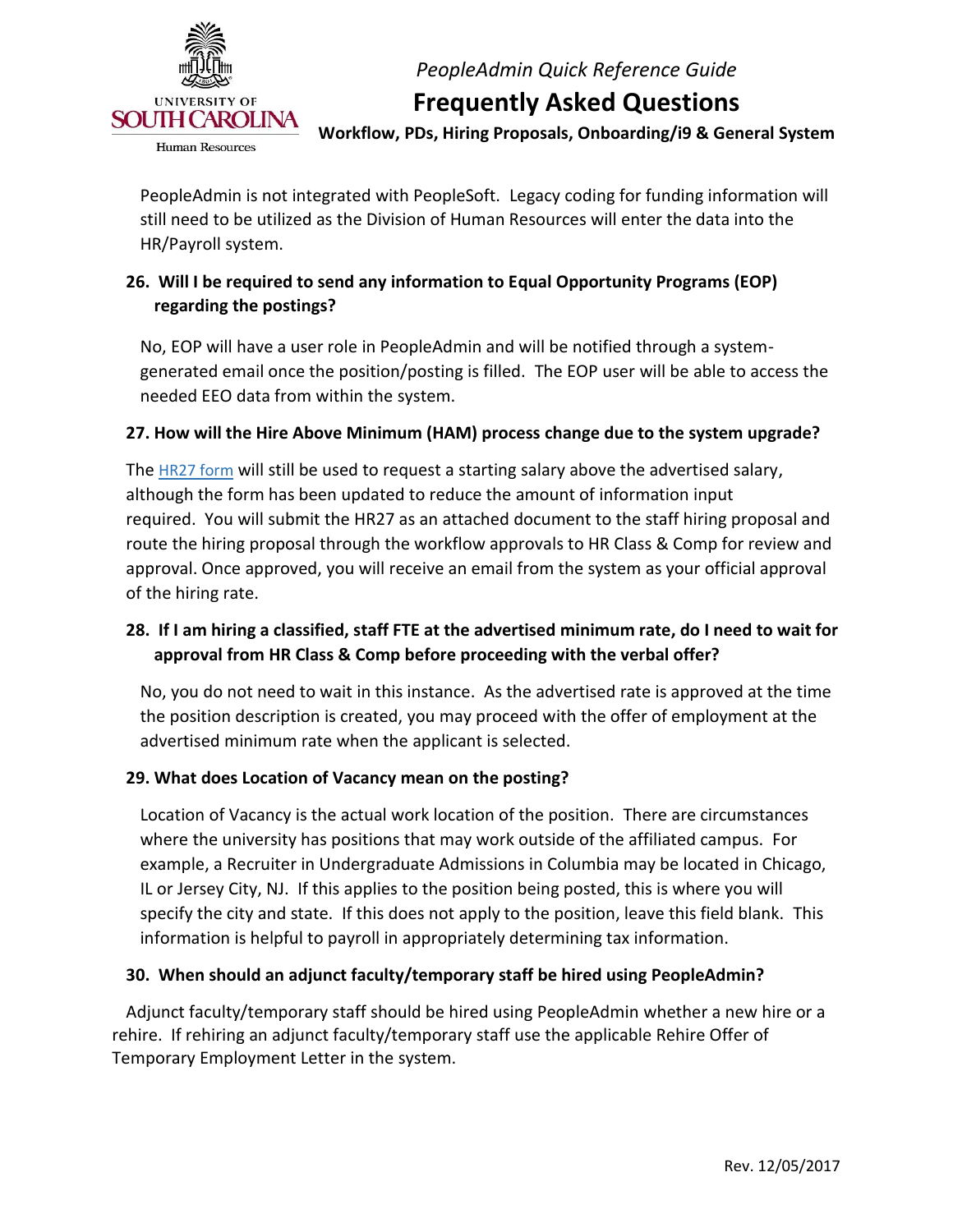PeopleAdmin is not integrated with PeopleSoft. Legacy coding for funding information will still need to be utilized as the Division of Human Resources will enter the data into the HR/Payroll system.

**26. Will I be required to send any information to Equal Opportunity Programs (EOP) regarding the postings?**

No, EOP will have a user role in PeopleAdmin and will be notified through a system-generated email once the position/posting is filled. The EOP user will be able to access the needed EEO data from within the system.

**27. How will the Hire Above Minimum (HAM) process change due to the system upgrade?**

The HR27 form will still be used to request a starting salary above the advertised salary, although the form has been updated to reduce the amount of information input required. You will submit the HR27 as an attached document to the staff hiring proposal and route the hiring proposal through the workflow approvals to HR Class & Comp for review and approval. Once approved, you will receive an email from the system as your official approval of the hiring rate.

**28. If I am hiring a classified, staff FTE at the advertised minimum rate, do I need to wait for approval from HR Class & Comp before proceeding with the verbal offer?**

No, you do not need to wait in this instance. As the advertised rate is approved at the time the position description is created, you may proceed with the offer of employment at the advertised minimum rate when the applicant is selected.

**29. What does Location of Vacancy mean on the posting?**

Location of Vacancy is the actual work location of the position. There are circumstances where the university has positions that may work outside of the affiliated campus. For example, a Recruiter in Undergraduate Admissions in Columbia may be located in Chicago, IL or Jersey City, NJ. If this applies to the position being posted, this is where you will specify the city and state. If this does not apply to the position, leave this field blank. This information is helpful to payroll in appropriately determining tax information.

**30. When should an adjunct faculty/temporary staff be hired using PeopleAdmin?**

Adjunct faculty/temporary staff should be hired using PeopleAdmin whether a new hire or a rehire. If rehiring an adjunct faculty/temporary staff use the applicable Rehire Offer of Temporary Employment Letter in the system.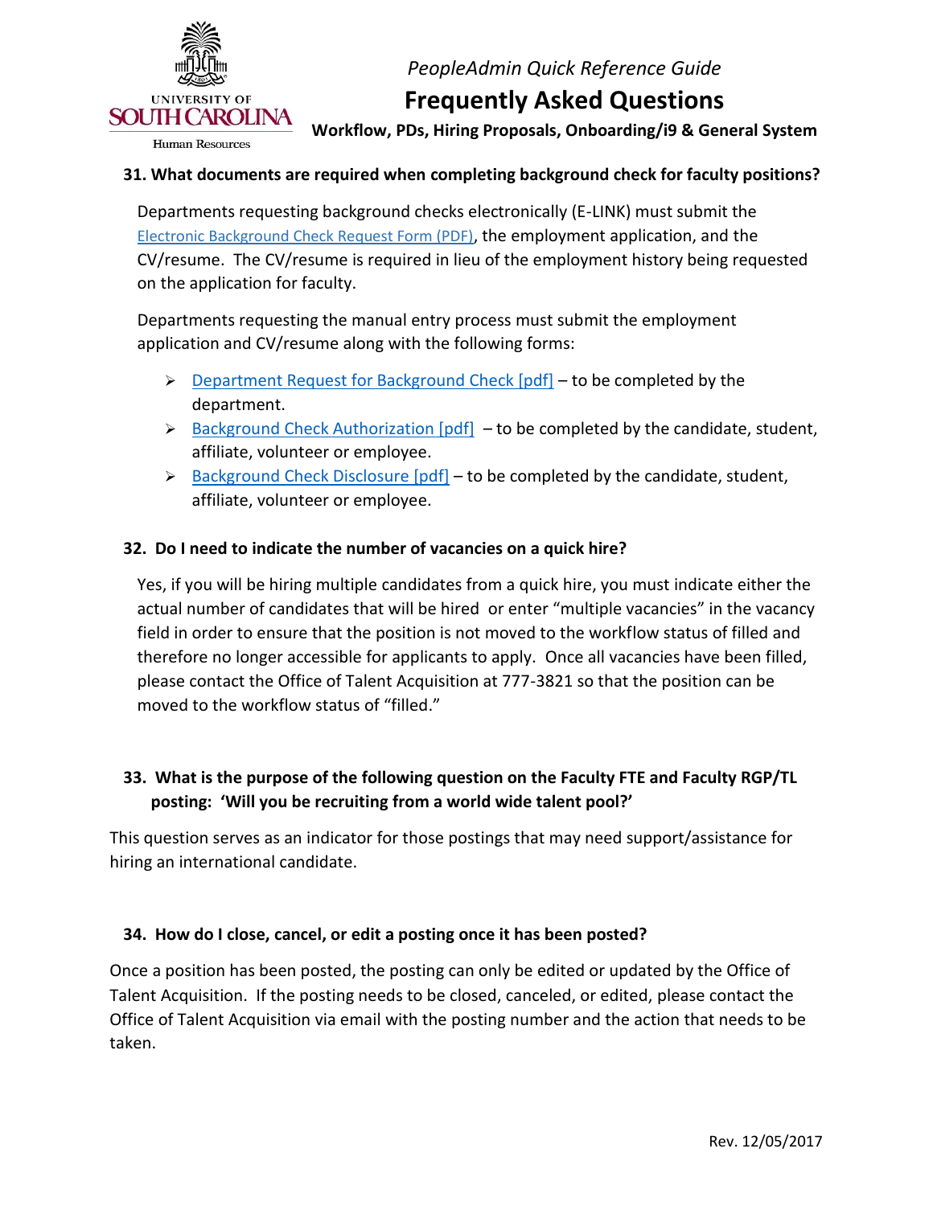### 31. What documents are required when completing background check for faculty positions?

Departments requesting background checks electronically (E-LINK) must submit the Electronic Background Check Request Form (PDF), the employment application, and the CV/resume. The CV/resume is required in lieu of the employment history being requested on the application for faculty.

Departments requesting the manual entry process must submit the employment application and CV/resume along with the following forms:

- Department Request for Background Check [pdf] – to be completed by the department.
- Background Check Authorization [pdf] – to be completed by the candidate, student, affiliate, volunteer or employee.
- Background Check Disclosure [pdf] – to be completed by the candidate, student, affiliate, volunteer or employee.

### 32. Do I need to indicate the number of vacancies on a quick hire?

Yes, if you will be hiring multiple candidates from a quick hire, you must indicate either the actual number of candidates that will be hired or enter "multiple vacancies" in the vacancy field in order to ensure that the position is not moved to the workflow status of filled and therefore no longer accessible for applicants to apply. Once all vacancies have been filled, please contact the Office of Talent Acquisition at 777-3821 so that the position can be moved to the workflow status of "filled."

### 33. What is the purpose of the following question on the Faculty FTE and Faculty RGP/TL posting: 'Will you be recruiting from a world wide talent pool?'

This question serves as an indicator for those postings that may need support/assistance for hiring an international candidate.

### 34. How do I close, cancel, or edit a posting once it has been posted?

Once a position has been posted, the posting can only be edited or updated by the Office of Talent Acquisition. If the posting needs to be closed, canceled, or edited, please contact the Office of Talent Acquisition via email with the posting number and the action that needs to be taken.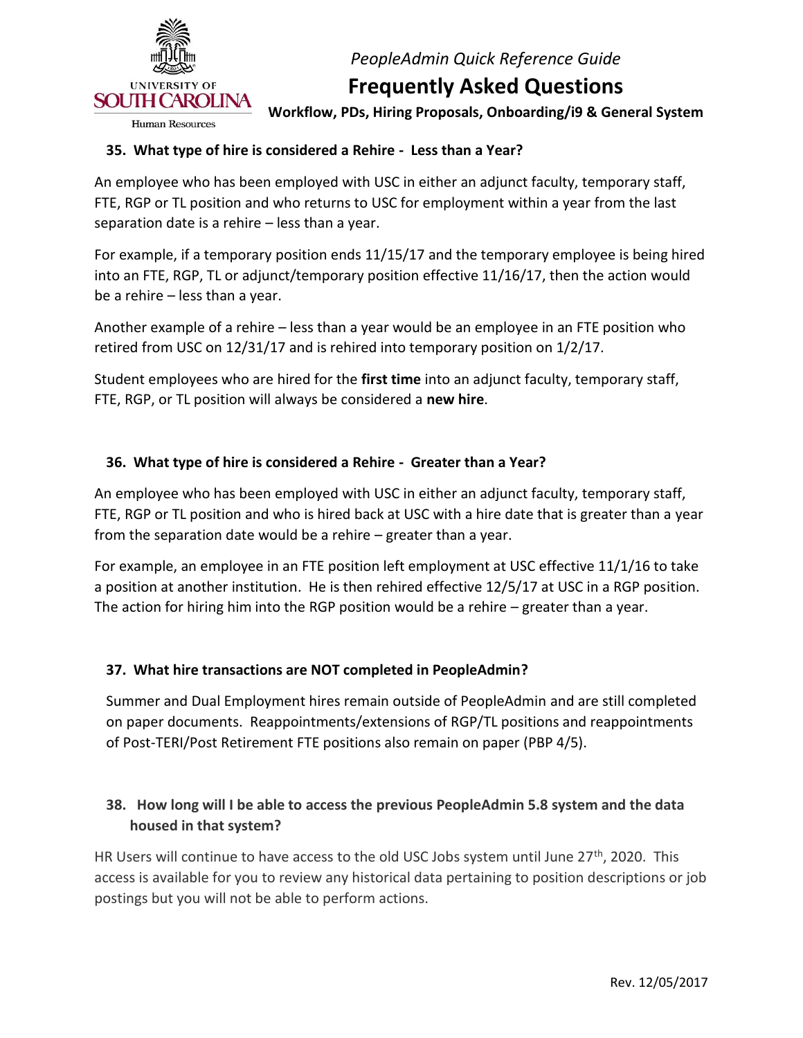### 35. What type of hire is considered a Rehire - Less than a Year?

An employee who has been employed with USC in either an adjunct faculty, temporary staff, FTE, RGP or TL position and who returns to USC for employment within a year from the last separation date is a rehire – less than a year.

For example, if a temporary position ends 11/15/17 and the temporary employee is being hired into an FTE, RGP, TL or adjunct/temporary position effective 11/16/17, then the action would be a rehire – less than a year.

Another example of a rehire – less than a year would be an employee in an FTE position who retired from USC on 12/31/17 and is rehired into temporary position on 1/2/17.

Student employees who are hired for the **first time** into an adjunct faculty, temporary staff, FTE, RGP, or TL position will always be considered a **new hire**.

### 36. What type of hire is considered a Rehire - Greater than a Year?

An employee who has been employed with USC in either an adjunct faculty, temporary staff, FTE, RGP or TL position and who is hired back at USC with a hire date that is greater than a year from the separation date would be a rehire – greater than a year.

For example, an employee in an FTE position left employment at USC effective 11/1/16 to take a position at another institution. He is then rehired effective 12/5/17 at USC in a RGP position. The action for hiring him into the RGP position would be a rehire – greater than a year.

### 37. What hire transactions are NOT completed in PeopleAdmin?

Summer and Dual Employment hires remain outside of PeopleAdmin and are still completed on paper documents. Reappointments/extensions of RGP/TL positions and reappointments of Post-TERI/Post Retirement FTE positions also remain on paper (PBP 4/5).

### 38. How long will I be able to access the previous PeopleAdmin 5.8 system and the data housed in that system?

HR Users will continue to have access to the old USC Jobs system until June 27th, 2020. This access is available for you to review any historical data pertaining to position descriptions or job postings but you will not be able to perform actions.

Rev. 12/05/2017